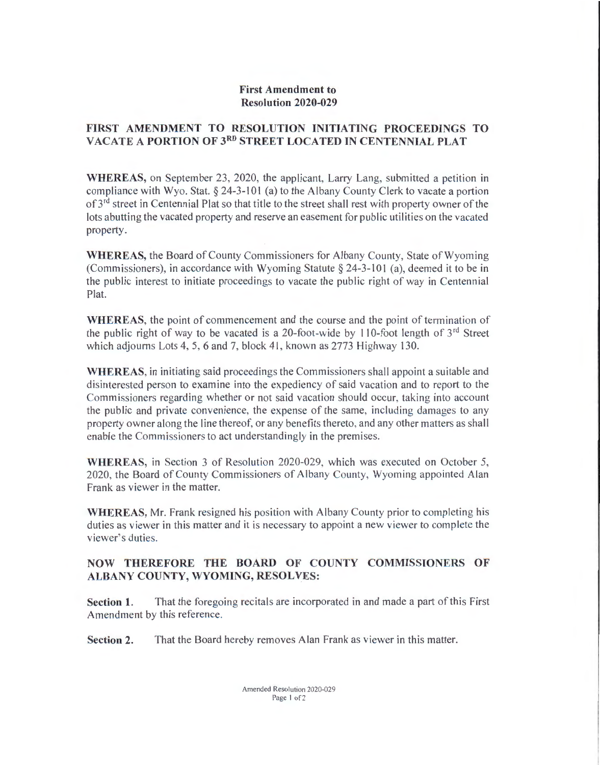**First Amendment to**
**Resolution 2020-029**

## FIRST AMENDMENT TO RESOLUTION INITIATING PROCEEDINGS TO VACATE A PORTION OF 3RD STREET LOCATED IN CENTENNIAL PLAT

**WHEREAS,** on September 23, 2020, the applicant, Larry Lang, submitted a petition in compliance with Wyo. Stat. § 24-3-101 (a) to the Albany County Clerk to vacate a portion of 3rd street in Centennial Plat so that title to the street shall rest with property owner of the lots abutting the vacated property and reserve an easement for public utilities on the vacated property.

**WHEREAS,** the Board of County Commissioners for Albany County, State of Wyoming (Commissioners), in accordance with Wyoming Statute § 24-3-101 (a), deemed it to be in the public interest to initiate proceedings to vacate the public right of way in Centennial Plat.

**WHEREAS,** the point of commencement and the course and the point of termination of the public right of way to be vacated is a 20-foot-wide by 110-foot length of 3rd Street which adjourns Lots 4, 5, 6 and 7, block 41, known as 2773 Highway 130.

**WHEREAS,** in initiating said proceedings the Commissioners shall appoint a suitable and disinterested person to examine into the expediency of said vacation and to report to the Commissioners regarding whether or not said vacation should occur, taking into account the public and private convenience, the expense of the same, including damages to any property owner along the line thereof, or any benefits thereto, and any other matters as shall enable the Commissioners to act understandingly in the premises.

**WHEREAS,** in Section 3 of Resolution 2020-029, which was executed on October 5, 2020, the Board of County Commissioners of Albany County, Wyoming appointed Alan Frank as viewer in the matter.

**WHEREAS,** Mr. Frank resigned his position with Albany County prior to completing his duties as viewer in this matter and it is necessary to appoint a new viewer to complete the viewer's duties.

### NOW THEREFORE THE BOARD OF COUNTY COMMISSIONERS OF ALBANY COUNTY, WYOMING, RESOLVES:

**Section 1.** That the foregoing recitals are incorporated in and made a part of this First Amendment by this reference.

**Section 2.** That the Board hereby removes Alan Frank as viewer in this matter.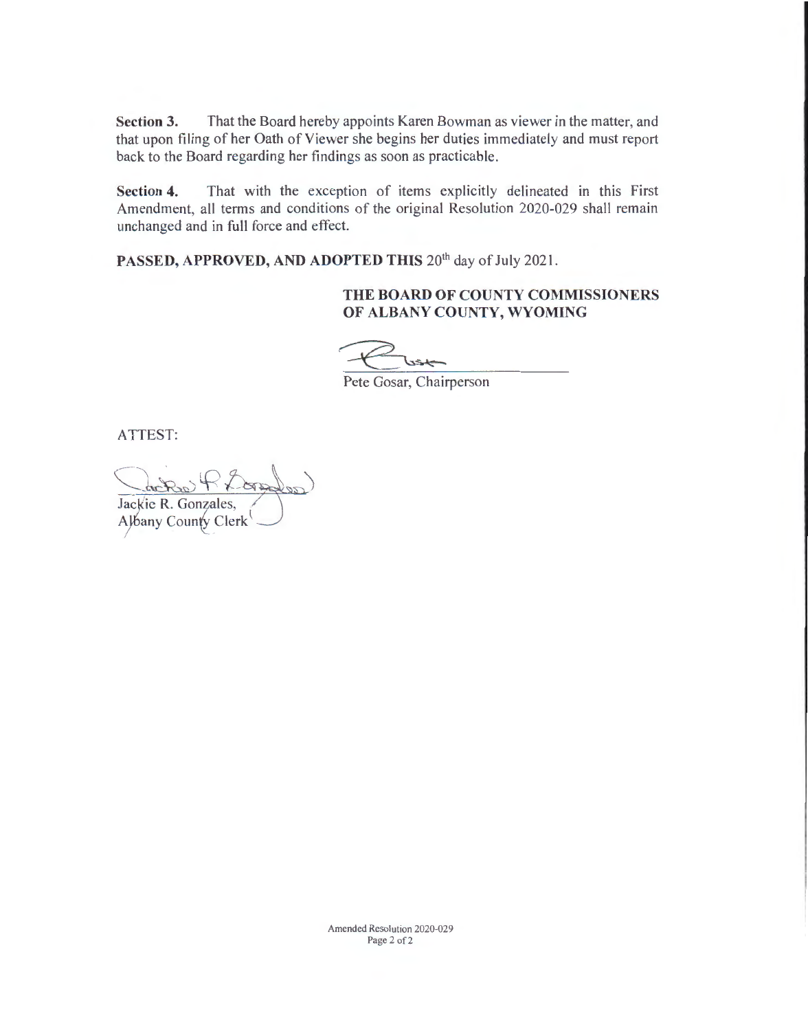**Section 3.** That the Board hereby appoints Karen Bowman as viewer in the matter, and that upon filing of her Oath of Viewer she begins her duties immediately and must report back to the Board regarding her findings as soon as practicable.

**Section 4.** That with the exception of items explicitly delineated in this First Amendment, all terms and conditions of the original Resolution 2020-029 shall remain unchanged and in full force and effect.

**PASSED, APPROVED, AND ADOPTED THIS** 20th day of July 2021.

**THE BOARD OF COUNTY COMMISSIONERS OF ALBANY COUNTY, WYOMING**

Pete Gosar, Chairperson

ATTEST:

Jackie R. Gonzales,
Albany County Clerk

Amended Resolution 2020-029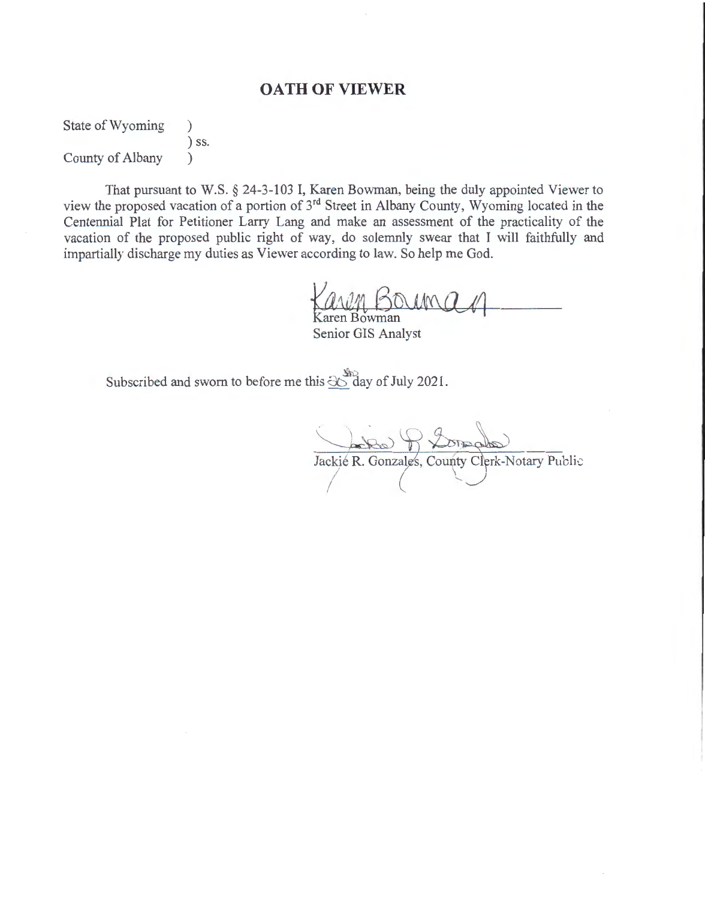# OATH OF VIEWER

State of Wyoming )
) ss.
County of Albany )

That pursuant to W.S. § 24-3-103 I, Karen Bowman, being the duly appointed Viewer to view the proposed vacation of a portion of 3rd Street in Albany County, Wyoming located in the Centennial Plat for Petitioner Larry Lang and make an assessment of the practicality of the vacation of the proposed public right of way, do solemnly swear that I will faithfully and impartially discharge my duties as Viewer according to law. So help me God.

Karen Bowman
Karen Bowman
Senior GIS Analyst

Subscribed and sworn to before me this 30th day of July 2021.

Jackie R. Gonzales, County Clerk-Notary Public